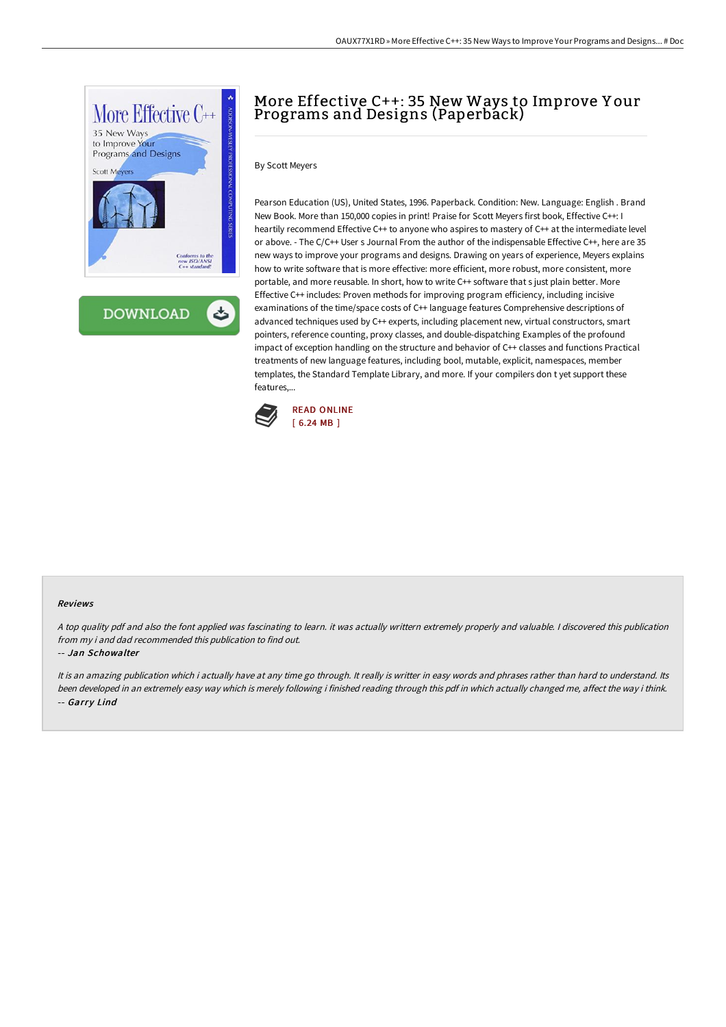# More Effective C++: 35 New Ways to Improve Your Programs and Designs (Paperback)

By Scott Meyers

Pearson Education (US), United States, 1996. Paperback. Condition: New. Language: English . Brand New Book. More than 150,000 copies in print! Praise for Scott Meyers first book, Effective C++: I heartily recommend Effective C++ to anyone who aspires to mastery of C++ at the intermediate level or above. - The C/C++ User s Journal From the author of the indispensable Effective C++, here are 35 new ways to improve your programs and designs. Drawing on years of experience, Meyers explains how to write software that is more effective: more efficient, more robust, more consistent, more portable, and more reusable. In short, how to write C++ software that s just plain better. More Effective C++ includes: Proven methods for improving program efficiency, including incisive examinations of the time/space costs of C++ language features Comprehensive descriptions of advanced techniques used by C++ experts, including placement new, virtual constructors, smart pointers, reference counting, proxy classes, and double-dispatching Examples of the profound impact of exception handling on the structure and behavior of C++ classes and functions Practical treatments of new language features, including bool, mutable, explicit, namespaces, member templates, the Standard Template Library, and more. If your compilers don t yet support these features,...

READ ONLINE
[ 6.24 MB ]

#### Reviews

*A top quality pdf and also the font applied was fascinating to learn. it was actually writtern extremely properly and valuable. I discovered this publication from my i and dad recommended this publication to find out.*

-- *Jan Schowalter*

*It is an amazing publication which i actually have at any time go through. It really is writter in easy words and phrases rather than hard to understand. Its been developed in an extremely easy way which is merely following i finished reading through this pdf in which actually changed me, affect the way i think.*

-- *Garry Lind*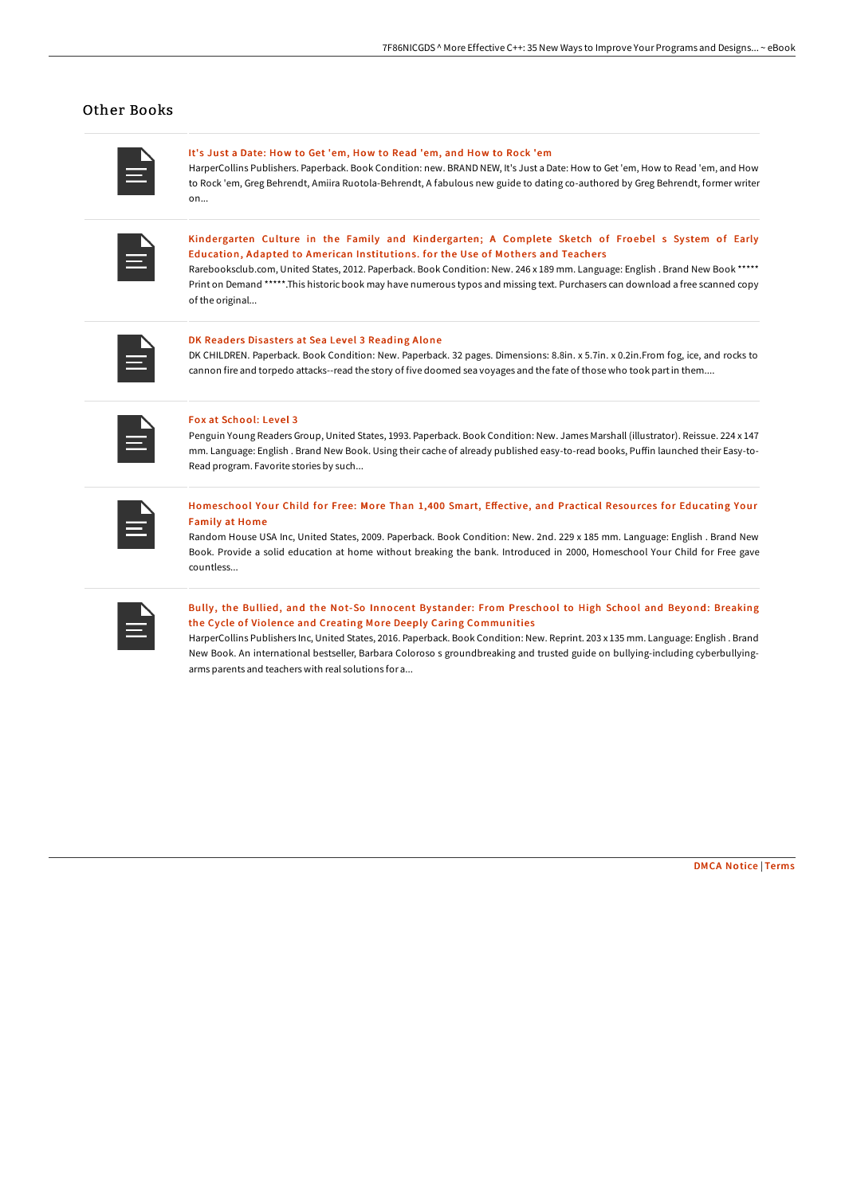## Other Books

### It's Just a Date: How to Get 'em, How to Read 'em, and How to Rock 'em

HarperCollins Publishers. Paperback. Book Condition: new. BRAND NEW, It's Just a Date: How to Get 'em, How to Read 'em, and How to Rock 'em, Greg Behrendt, Amiira Ruotola-Behrendt, A fabulous new guide to dating co-authored by Greg Behrendt, former writer on...

### Kindergarten Culture in the Family and Kindergarten; A Complete Sketch of Froebel s System of Early Education, Adapted to American Institutions. for the Use of Mothers and Teachers

Rarebooksclub.com, United States, 2012. Paperback. Book Condition: New. 246 x 189 mm. Language: English . Brand New Book ***** Print on Demand *****.This historic book may have numerous typos and missing text. Purchasers can download a free scanned copy of the original...

### DK Readers Disasters at Sea Level 3 Reading Alone

DK CHILDREN. Paperback. Book Condition: New. Paperback. 32 pages. Dimensions: 8.8in. x 5.7in. x 0.2in.From fog, ice, and rocks to cannon fire and torpedo attacks--read the story of five doomed sea voyages and the fate of those who took part in them....

### Fox at School: Level 3

Penguin Young Readers Group, United States, 1993. Paperback. Book Condition: New. James Marshall (illustrator). Reissue. 224 x 147 mm. Language: English . Brand New Book. Using their cache of already published easy-to-read books, Puffin launched their Easy-to-Read program. Favorite stories by such...

### Homeschool Your Child for Free: More Than 1,400 Smart, Effective, and Practical Resources for Educating Your Family at Home

Random House USA Inc, United States, 2009. Paperback. Book Condition: New. 2nd. 229 x 185 mm. Language: English . Brand New Book. Provide a solid education at home without breaking the bank. Introduced in 2000, Homeschool Your Child for Free gave countless...

### Bully, the Bullied, and the Not-So Innocent Bystander: From Preschool to High School and Beyond: Breaking the Cycle of Violence and Creating More Deeply Caring Communities

HarperCollins Publishers Inc, United States, 2016. Paperback. Book Condition: New. Reprint. 203 x 135 mm. Language: English . Brand New Book. An international bestseller, Barbara Coloroso s groundbreaking and trusted guide on bullying-including cyberbullying-arms parents and teachers with real solutions for a...

DMCA Notice | Terms